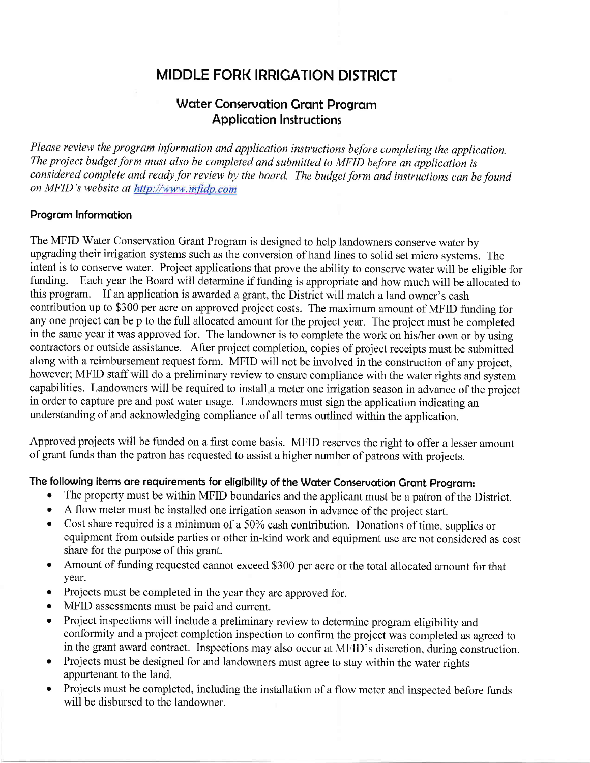# MIDDLE FORK IRRIGATION DISTRICT

## Water Conservation Grant Program
## Application Instructions

*Please review the program information and application instructions before completing the application. The project budget form must also be completed and submitted to MFID before an application is considered complete and ready for review by the board. The budget form and instructions can be found on MFID's website at [http://www.mfidp.com](http://www.mfidp.com)*

### Program Information

The MFID Water Conservation Grant Program is designed to help landowners conserve water by upgrading their irrigation systems such as the conversion of hand lines to solid set micro systems. The intent is to conserve water. Project applications that prove the ability to conserve water will be eligible for funding. Each year the Board will determine if funding is appropriate and how much will be allocated to this program. If an application is awarded a grant, the District will match a land owner's cash contribution up to $300 per acre on approved project costs. The maximum amount of MFID funding for any one project can be p to the full allocated amount for the project year. The project must be completed in the same year it was approved for. The landowner is to complete the work on his/her own or by using contractors or outside assistance. After project completion, copies of project receipts must be submitted along with a reimbursement request form. MFID will not be involved in the construction of any project, however; MFID staff will do a preliminary review to ensure compliance with the water rights and system capabilities. Landowners will be required to install a meter one irrigation season in advance of the project in order to capture pre and post water usage. Landowners must sign the application indicating an understanding of and acknowledging compliance of all terms outlined within the application.

Approved projects will be funded on a first come basis. MFID reserves the right to offer a lesser amount of grant funds than the patron has requested to assist a higher number of patrons with projects.

### The following items are requirements for eligibility of the Water Conservation Grant Program:

- The property must be within MFID boundaries and the applicant must be a patron of the District.
- A flow meter must be installed one irrigation season in advance of the project start.
- Cost share required is a minimum of a 50% cash contribution. Donations of time, supplies or equipment from outside parties or other in-kind work and equipment use are not considered as cost share for the purpose of this grant.
- Amount of funding requested cannot exceed $300 per acre or the total allocated amount for that year.
- Projects must be completed in the year they are approved for.
- MFID assessments must be paid and current.
- Project inspections will include a preliminary review to determine program eligibility and conformity and a project completion inspection to confirm the project was completed as agreed to in the grant award contract. Inspections may also occur at MFID's discretion, during construction.
- Projects must be designed for and landowners must agree to stay within the water rights appurtenant to the land.
- Projects must be completed, including the installation of a flow meter and inspected before funds will be disbursed to the landowner.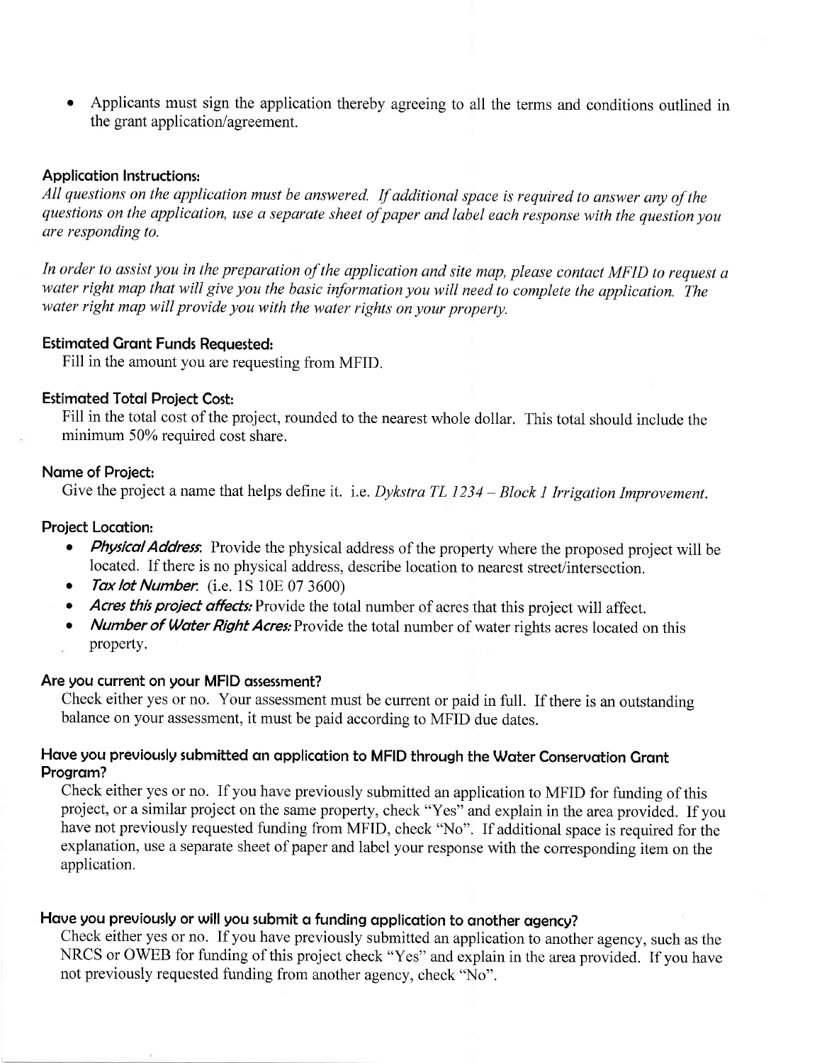- Applicants must sign the application thereby agreeing to all the terms and conditions outlined in the grant application/agreement.

### Application Instructions:

*All questions on the application must be answered. If additional space is required to answer any of the questions on the application, use a separate sheet of paper and label each response with the question you are responding to.*

*In order to assist you in the preparation of the application and site map, please contact MFID to request a water right map that will give you the basic information you will need to complete the application. The water right map will provide you with the water rights on your property.*

### Estimated Grant Funds Requested:

Fill in the amount you are requesting from MFID.

### Estimated Total Project Cost:

Fill in the total cost of the project, rounded to the nearest whole dollar. This total should include the minimum 50% required cost share.

### Name of Project:

Give the project a name that helps define it. i.e. *Dykstra TL 1234 – Block 1 Irrigation Improvement.*

### Project Location:

- ***Physical Address*:** Provide the physical address of the property where the proposed project will be located. If there is no physical address, describe location to nearest street/intersection.
- ***Tax lot Number*:** (i.e. 1S 10E 07 3600)
- ***Acres this project affects*:** Provide the total number of acres that this project will affect.
- ***Number of Water Right Acres*:** Provide the total number of water rights acres located on this property.

### Are you current on your MFID assessment?

Check either yes or no. Your assessment must be current or paid in full. If there is an outstanding balance on your assessment, it must be paid according to MFID due dates.

### Have you previously submitted an application to MFID through the Water Conservation Grant Program?

Check either yes or no. If you have previously submitted an application to MFID for funding of this project, or a similar project on the same property, check "Yes" and explain in the area provided. If you have not previously requested funding from MFID, check "No". If additional space is required for the explanation, use a separate sheet of paper and label your response with the corresponding item on the application.

### Have you previously or will you submit a funding application to another agency?

Check either yes or no. If you have previously submitted an application to another agency, such as the NRCS or OWEB for funding of this project check "Yes" and explain in the area provided. If you have not previously requested funding from another agency, check "No".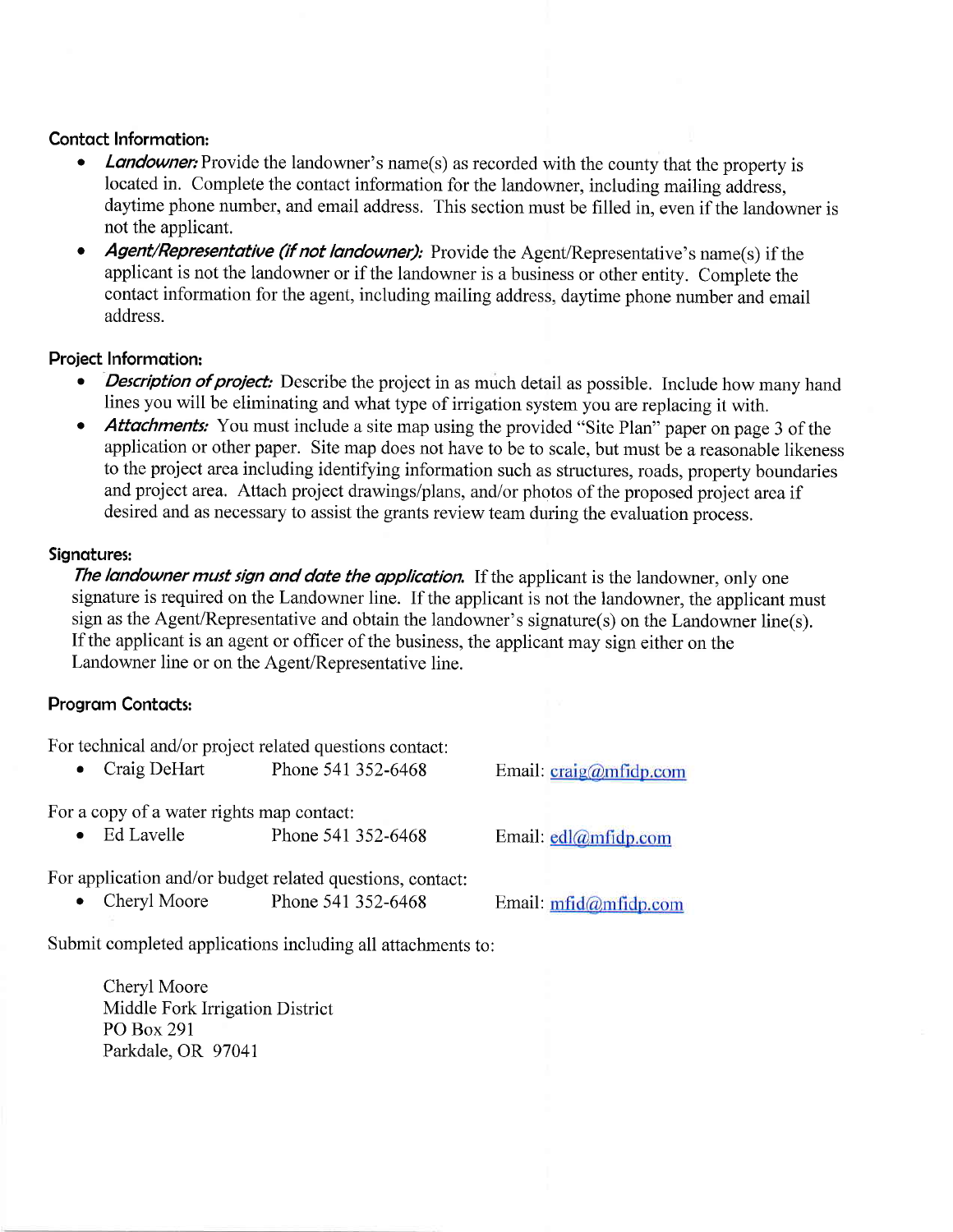### Contact Information:

- ***Landowner:*** Provide the landowner's name(s) as recorded with the county that the property is located in. Complete the contact information for the landowner, including mailing address, daytime phone number, and email address. This section must be filled in, even if the landowner is not the applicant.
- ***Agent/Representative (if not landowner):*** Provide the Agent/Representative's name(s) if the applicant is not the landowner or if the landowner is a business or other entity. Complete the contact information for the agent, including mailing address, daytime phone number and email address.

### Project Information:

- ***Description of project:*** Describe the project in as much detail as possible. Include how many hand lines you will be eliminating and what type of irrigation system you are replacing it with.
- ***Attachments:*** You must include a site map using the provided "Site Plan" paper on page 3 of the application or other paper. Site map does not have to be to scale, but must be a reasonable likeness to the project area including identifying information such as structures, roads, property boundaries and project area. Attach project drawings/plans, and/or photos of the proposed project area if desired and as necessary to assist the grants review team during the evaluation process.

### Signatures:

***The landowner must sign and date the application.*** If the applicant is the landowner, only one signature is required on the Landowner line. If the applicant is not the landowner, the applicant must sign as the Agent/Representative and obtain the landowner's signature(s) on the Landowner line(s). If the applicant is an agent or officer of the business, the applicant may sign either on the Landowner line or on the Agent/Representative line.

### Program Contacts:

For technical and/or project related questions contact:

- Craig DeHart Phone 541 352-6468 Email: craig@mfidp.com

For a copy of a water rights map contact:

- Ed Lavelle Phone 541 352-6468 Email: edl@mfidp.com

For application and/or budget related questions, contact:

- Cheryl Moore Phone 541 352-6468 Email: mfid@mfidp.com

Submit completed applications including all attachments to:

Cheryl Moore
Middle Fork Irrigation District
PO Box 291
Parkdale, OR 97041